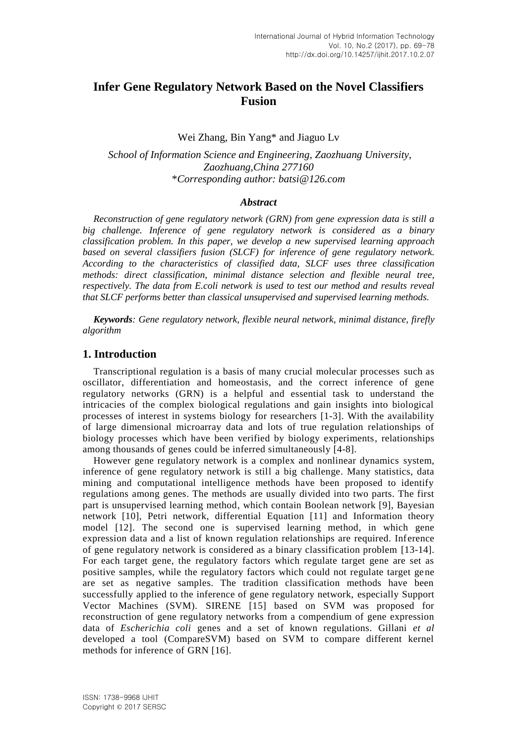# Infer Gene Regulatory Network Based on the Novel Classifiers Fusion

Wei Zhang, Bin Yang* and Jiaguo Lv

*School of Information Science and Engineering, Zaozhuang University, Zaozhuang,China 277160*
**Corresponding author: batsi@126.com*

### *Abstract*

*Reconstruction of gene regulatory network (GRN) from gene expression data is still a big challenge. Inference of gene regulatory network is considered as a binary classification problem. In this paper, we develop a new supervised learning approach based on several classifiers fusion (SLCF) for inference of gene regulatory network. According to the characteristics of classified data, SLCF uses three classification methods: direct classification, minimal distance selection and flexible neural tree, respectively. The data from E.coli network is used to test our method and results reveal that SLCF performs better than classical unsupervised and supervised learning methods.*

***Keywords**: Gene regulatory network, flexible neural network, minimal distance, firefly algorithm*

## 1. Introduction

Transcriptional regulation is a basis of many crucial molecular processes such as oscillator, differentiation and homeostasis, and the correct inference of gene regulatory networks (GRN) is a helpful and essential task to understand the intricacies of the complex biological regulations and gain insights into biological processes of interest in systems biology for researchers [1-3]. With the availability of large dimensional microarray data and lots of true regulation relationships of biology processes which have been verified by biology experiments, relationships among thousands of genes could be inferred simultaneously [4-8].

However gene regulatory network is a complex and nonlinear dynamics system, inference of gene regulatory network is still a big challenge. Many statistics, data mining and computational intelligence methods have been proposed to identify regulations among genes. The methods are usually divided into two parts. The first part is unsupervised learning method, which contain Boolean network [9], Bayesian network [10], Petri network, differential Equation [11] and Information theory model [12]. The second one is supervised learning method, in which gene expression data and a list of known regulation relationships are required. Inference of gene regulatory network is considered as a binary classification problem [13-14]. For each target gene, the regulatory factors which regulate target gene are set as positive samples, while the regulatory factors which could not regulate target gene are set as negative samples. The tradition classification methods have been successfully applied to the inference of gene regulatory network, especially Support Vector Machines (SVM). SIRENE [15] based on SVM was proposed for reconstruction of gene regulatory networks from a compendium of gene expression data of *Escherichia coli* genes and a set of known regulations. Gillani *et al* developed a tool (CompareSVM) based on SVM to compare different kernel methods for inference of GRN [16].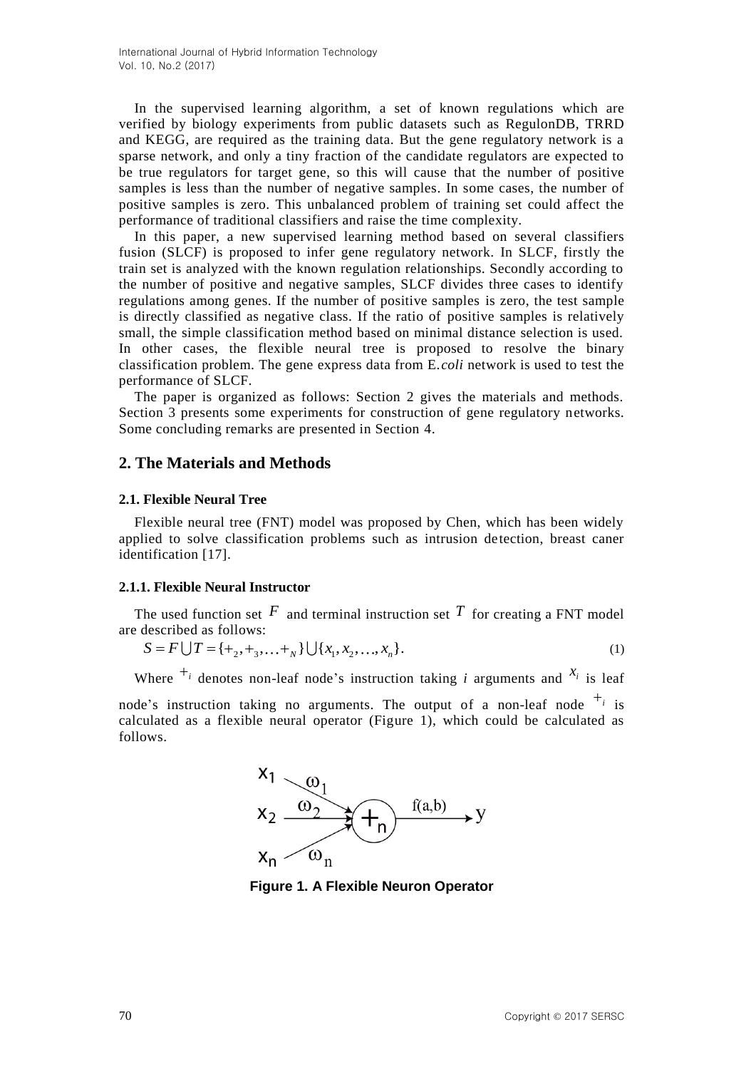In the supervised learning algorithm, a set of known regulations which are verified by biology experiments from public datasets such as RegulonDB, TRRD and KEGG, are required as the training data. But the gene regulatory network is a sparse network, and only a tiny fraction of the candidate regulators are expected to be true regulators for target gene, so this will cause that the number of positive samples is less than the number of negative samples. In some cases, the number of positive samples is zero. This unbalanced problem of training set could affect the performance of traditional classifiers and raise the time complexity.

In this paper, a new supervised learning method based on several classifiers fusion (SLCF) is proposed to infer gene regulatory network. In SLCF, firstly the train set is analyzed with the known regulation relationships. Secondly according to the number of positive and negative samples, SLCF divides three cases to identify regulations among genes. If the number of positive samples is zero, the test sample is directly classified as negative class. If the ratio of positive samples is relatively small, the simple classification method based on minimal distance selection is used. In other cases, the flexible neural tree is proposed to resolve the binary classification problem. The gene express data from E.*coli* network is used to test the performance of SLCF.

The paper is organized as follows: Section 2 gives the materials and methods. Section 3 presents some experiments for construction of gene regulatory networks. Some concluding remarks are presented in Section 4.

## 2. The Materials and Methods

### 2.1. Flexible Neural Tree

Flexible neural tree (FNT) model was proposed by Chen, which has been widely applied to solve classification problems such as intrusion detection, breast caner identification [17].

#### 2.1.1. Flexible Neural Instructor

The used function set $F$ and terminal instruction set $T$ for creating a FNT model are described as follows:

$$S = F \bigcup T = \{+_2, +_3, \ldots +_N\} \bigcup \{x_1, x_2, \ldots, x_n\}. \quad (1)$$

Where $+_i$ denotes non-leaf node's instruction taking *i* arguments and $x_i$ is leaf node's instruction taking no arguments. The output of a non-leaf node $+_i$ is calculated as a flexible neural operator (Figure 1), which could be calculated as follows.

**Figure 1. A Flexible Neuron Operator**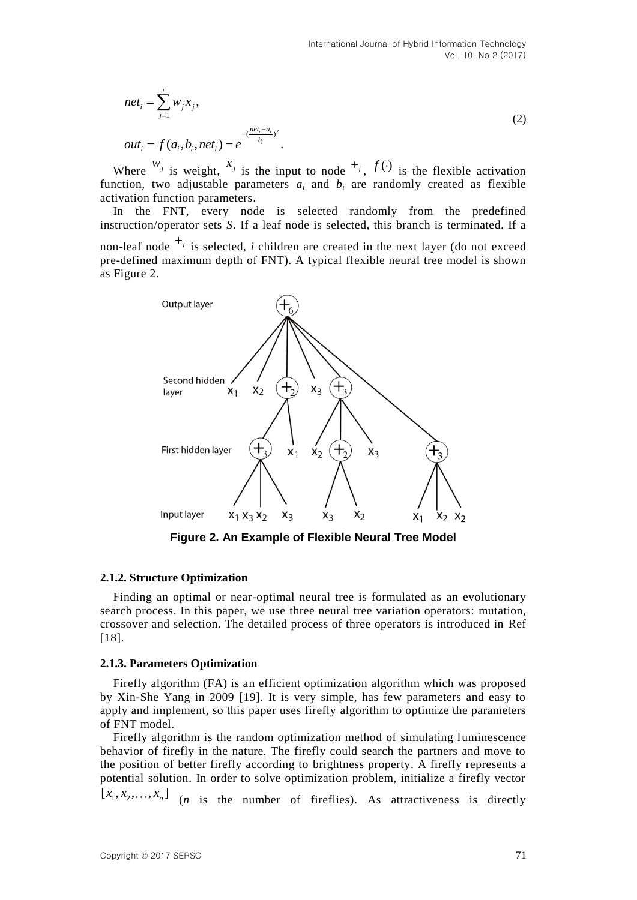$$net_i = \sum_{j=1}^{i} w_j x_j,$$
$$out_i = f(a_i, b_i, net_i) = e^{-(\frac{net_i - a_i}{b_i})^2}. \tag{2}$$

Where $w_j$ is weight, $x_j$ is the input to node $+_i$, $f(\cdot)$ is the flexible activation function, two adjustable parameters $a_i$ and $b_i$ are randomly created as flexible activation function parameters.

In the FNT, every node is selected randomly from the predefined instruction/operator sets *S*. If a leaf node is selected, this branch is terminated. If a non-leaf node $+_i$ is selected, *i* children are created in the next layer (do not exceed pre-defined maximum depth of FNT). A typical flexible neural tree model is shown as Figure 2.

**Figure 2. An Example of Flexible Neural Tree Model**

### 2.1.2. Structure Optimization

Finding an optimal or near-optimal neural tree is formulated as an evolutionary search process. In this paper, we use three neural tree variation operators: mutation, crossover and selection. The detailed process of three operators is introduced in Ref [18].

### 2.1.3. Parameters Optimization

Firefly algorithm (FA) is an efficient optimization algorithm which was proposed by Xin-She Yang in 2009 [19]. It is very simple, has few parameters and easy to apply and implement, so this paper uses firefly algorithm to optimize the parameters of FNT model.

Firefly algorithm is the random optimization method of simulating luminescence behavior of firefly in the nature. The firefly could search the partners and move to the position of better firefly according to brightness property. A firefly represents a potential solution. In order to solve optimization problem, initialize a firefly vector $[x_1, x_2, \ldots, x_n]$ (*n* is the number of fireflies). As attractiveness is directly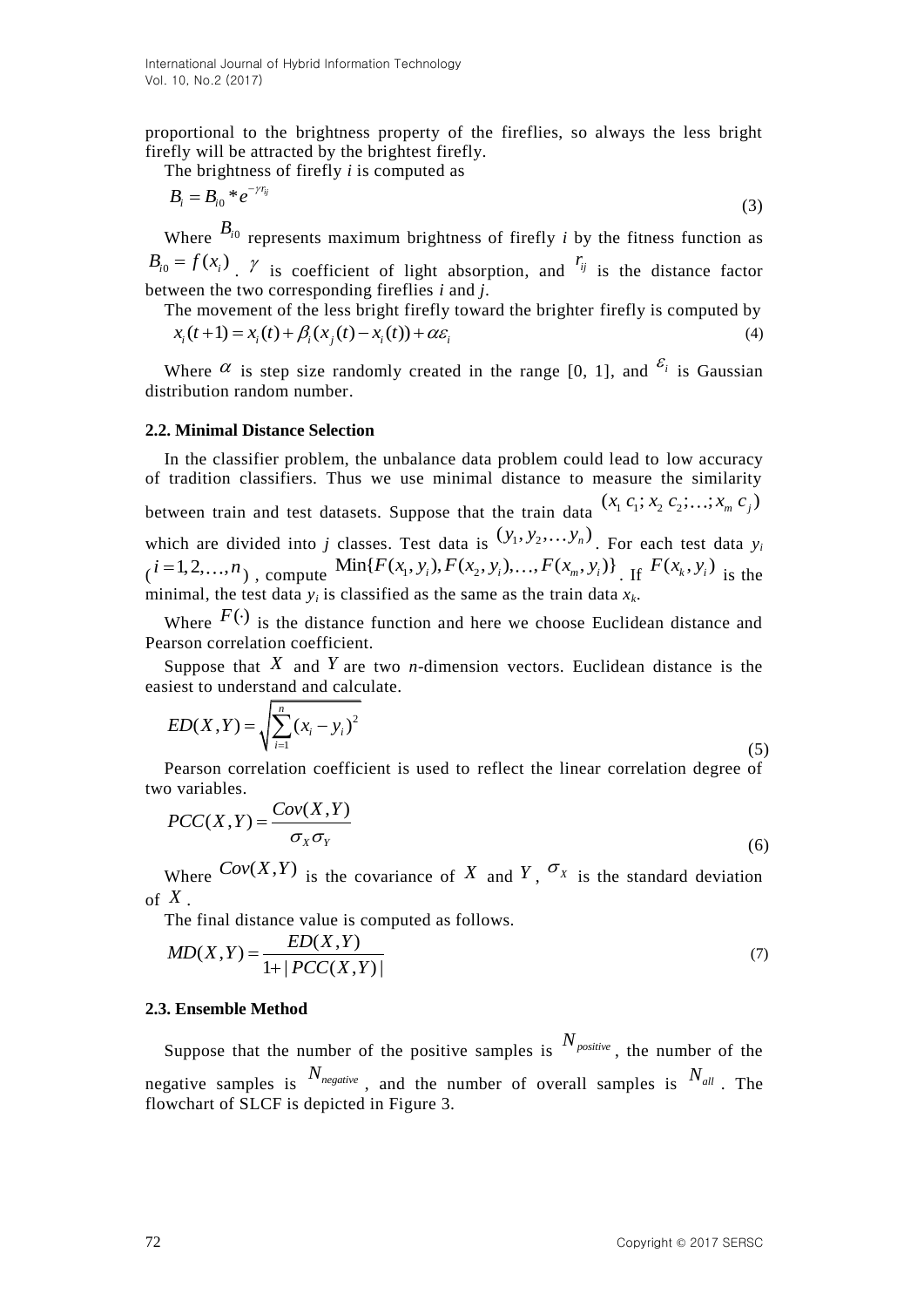proportional to the brightness property of the fireflies, so always the less bright firefly will be attracted by the brightest firefly.

The brightness of firefly *i* is computed as

$$B_i = B_{i0} * e^{-\gamma r_{ij}} \tag{3}$$

Where $B_{i0}$ represents maximum brightness of firefly *i* by the fitness function as $B_{i0} = f(x_i)$ . $\gamma$ is coefficient of light absorption, and $r_{ij}$ is the distance factor between the two corresponding fireflies *i* and *j*.

The movement of the less bright firefly toward the brighter firefly is computed by

$$x_i(t+1) = x_i(t) + \beta_i(x_j(t) - x_i(t)) + \alpha\varepsilon_i \tag{4}$$

Where $\alpha$ is step size randomly created in the range [0, 1], and $\varepsilon_i$ is Gaussian distribution random number.

### 2.2. Minimal Distance Selection

In the classifier problem, the unbalance data problem could lead to low accuracy of tradition classifiers. Thus we use minimal distance to measure the similarity between train and test datasets. Suppose that the train data $(x_1\ c_1; x_2\ c_2; \ldots; x_m\ c_j)$ which are divided into *j* classes. Test data is $(y_1, y_2, \ldots y_n)$. For each test data $y_i$ ($i = 1, 2, \ldots, n$) , compute $\text{Min}\{F(x_1, y_i), F(x_2, y_i), \ldots, F(x_m, y_i)\}$. If $F(x_k, y_i)$ is the minimal, the test data $y_i$ is classified as the same as the train data $x_k$.

Where $F(\cdot)$ is the distance function and here we choose Euclidean distance and Pearson correlation coefficient.

Suppose that $X$ and $Y$ are two *n*-dimension vectors. Euclidean distance is the easiest to understand and calculate.

$$ED(X,Y) = \sqrt{\sum_{i=1}^{n}(x_i - y_i)^2} \tag{5}$$

Pearson correlation coefficient is used to reflect the linear correlation degree of two variables.

$$PCC(X,Y) = \frac{Cov(X,Y)}{\sigma_X \sigma_Y} \tag{6}$$

Where $Cov(X,Y)$ is the covariance of $X$ and $Y$, $\sigma_X$ is the standard deviation of $X$.

The final distance value is computed as follows.

$$MD(X,Y) = \frac{ED(X,Y)}{1 + |PCC(X,Y)|} \tag{7}$$

### 2.3. Ensemble Method

Suppose that the number of the positive samples is $N_{positive}$, the number of the negative samples is $N_{negative}$, and the number of overall samples is $N_{all}$. The flowchart of SLCF is depicted in Figure 3.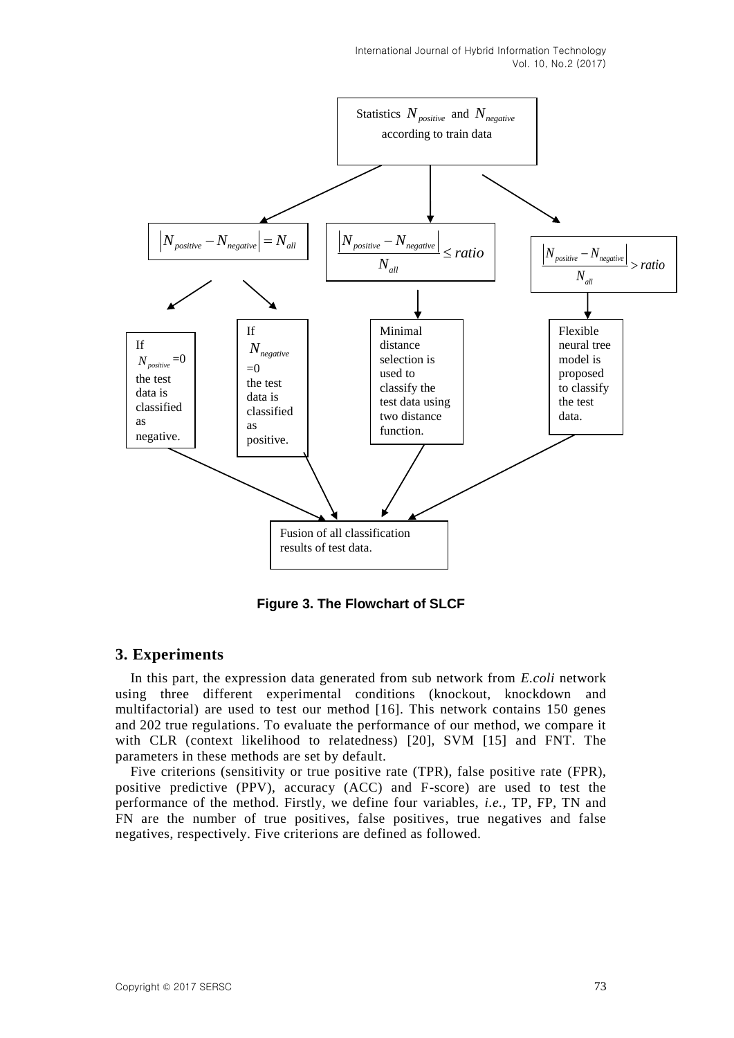Statistics $N_{positive}$ and $N_{negative}$ according to train data

$\left|N_{positive} - N_{negative}\right| = N_{all}$

$\frac{\left|N_{positive} - N_{negative}\right|}{N_{all}} \le ratio$

$\frac{\left|N_{positive} - N_{negative}\right|}{N_{all}} > ratio$

If $N_{positive}$=0 the test data is classified as negative.

If $N_{negative}$=0 the test data is classified as positive.

Minimal distance selection is used to classify the test data using two distance function.

Flexible neural tree model is proposed to classify the test data.

Fusion of all classification results of test data.

**Figure 3. The Flowchart of SLCF**

## 3. Experiments

In this part, the expression data generated from sub network from *E.coli* network using three different experimental conditions (knockout, knockdown and multifactorial) are used to test our method [16]. This network contains 150 genes and 202 true regulations. To evaluate the performance of our method, we compare it with CLR (context likelihood to relatedness) [20], SVM [15] and FNT. The parameters in these methods are set by default.

Five criterions (sensitivity or true positive rate (TPR), false positive rate (FPR), positive predictive (PPV), accuracy (ACC) and F-score) are used to test the performance of the method. Firstly, we define four variables, *i.e.*, TP, FP, TN and FN are the number of true positives, false positives, true negatives and false negatives, respectively. Five criterions are defined as followed.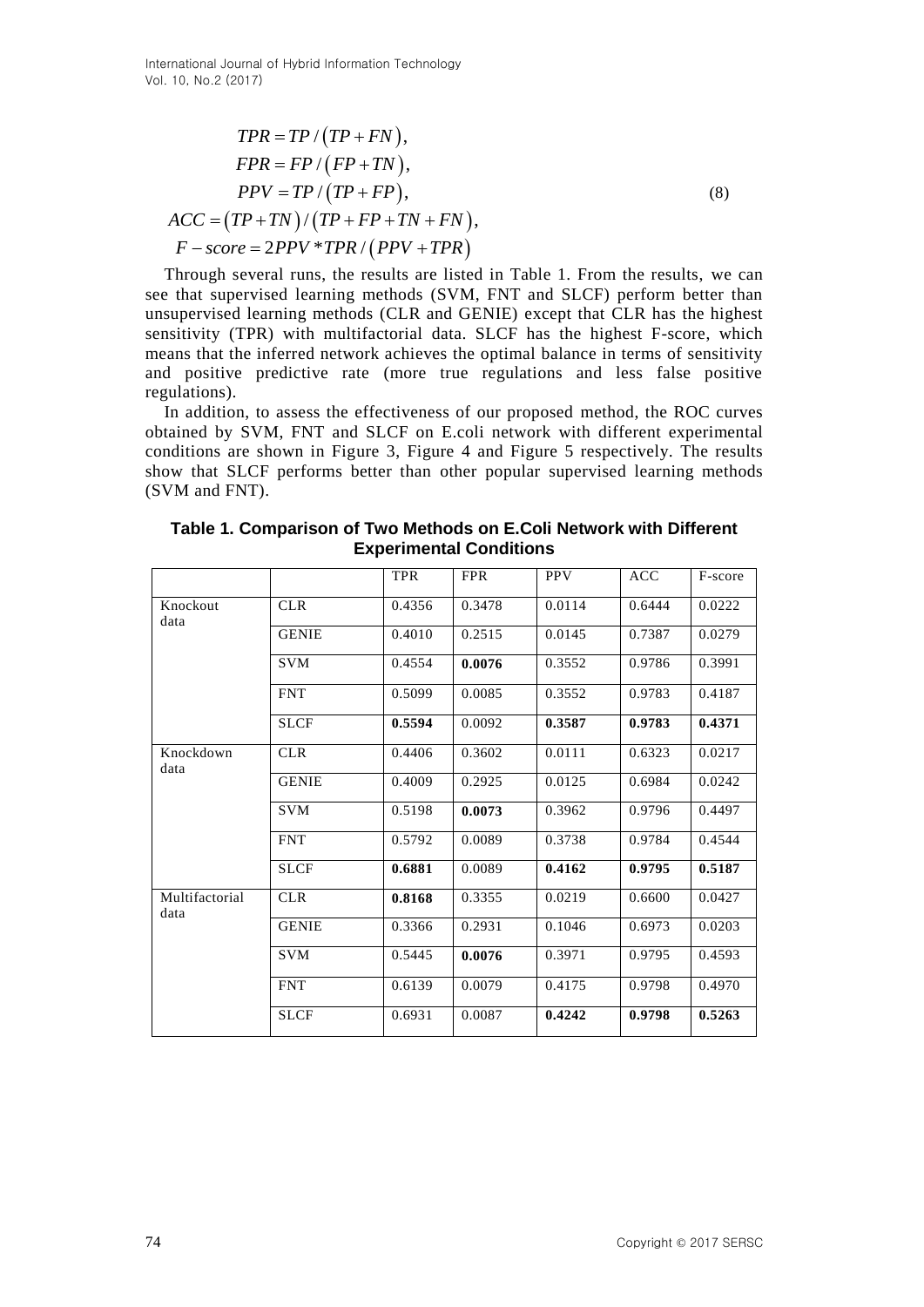$$
\begin{aligned}
TPR &= TP / \left( TP + FN \right), \\
FPR &= FP / \left( FP + TN \right), \\
PPV &= TP / \left( TP + FP \right), \\
ACC &= \left( TP + TN \right) / \left( TP + FP + TN + FN \right), \\
F - score &= 2PPV * TPR / \left( PPV + TPR \right)
\end{aligned}
\tag{8}
$$

Through several runs, the results are listed in Table 1. From the results, we can see that supervised learning methods (SVM, FNT and SLCF) perform better than unsupervised learning methods (CLR and GENIE) except that CLR has the highest sensitivity (TPR) with multifactorial data. SLCF has the highest F-score, which means that the inferred network achieves the optimal balance in terms of sensitivity and positive predictive rate (more true regulations and less false positive regulations).

In addition, to assess the effectiveness of our proposed method, the ROC curves obtained by SVM, FNT and SLCF on E.coli network with different experimental conditions are shown in Figure 3, Figure 4 and Figure 5 respectively. The results show that SLCF performs better than other popular supervised learning methods (SVM and FNT).

**Table 1. Comparison of Two Methods on E.Coli Network with Different Experimental Conditions**

| | | TPR | FPR | PPV | ACC | F-score |
|---|---|---|---|---|---|---|
| Knockout data | CLR | 0.4356 | 0.3478 | 0.0114 | 0.6444 | 0.0222 |
| | GENIE | 0.4010 | 0.2515 | 0.0145 | 0.7387 | 0.0279 |
| | SVM | 0.4554 | **0.0076** | 0.3552 | 0.9786 | 0.3991 |
| | FNT | 0.5099 | 0.0085 | 0.3552 | 0.9783 | 0.4187 |
| | SLCF | **0.5594** | 0.0092 | **0.3587** | **0.9783** | **0.4371** |
| Knockdown data | CLR | 0.4406 | 0.3602 | 0.0111 | 0.6323 | 0.0217 |
| | GENIE | 0.4009 | 0.2925 | 0.0125 | 0.6984 | 0.0242 |
| | SVM | 0.5198 | **0.0073** | 0.3962 | 0.9796 | 0.4497 |
| | FNT | 0.5792 | 0.0089 | 0.3738 | 0.9784 | 0.4544 |
| | SLCF | **0.6881** | 0.0089 | **0.4162** | **0.9795** | **0.5187** |
| Multifactorial data | CLR | **0.8168** | 0.3355 | 0.0219 | 0.6600 | 0.0427 |
| | GENIE | 0.3366 | 0.2931 | 0.1046 | 0.6973 | 0.0203 |
| | SVM | 0.5445 | **0.0076** | 0.3971 | 0.9795 | 0.4593 |
| | FNT | 0.6139 | 0.0079 | 0.4175 | 0.9798 | 0.4970 |
| | SLCF | 0.6931 | 0.0087 | **0.4242** | **0.9798** | **0.5263** |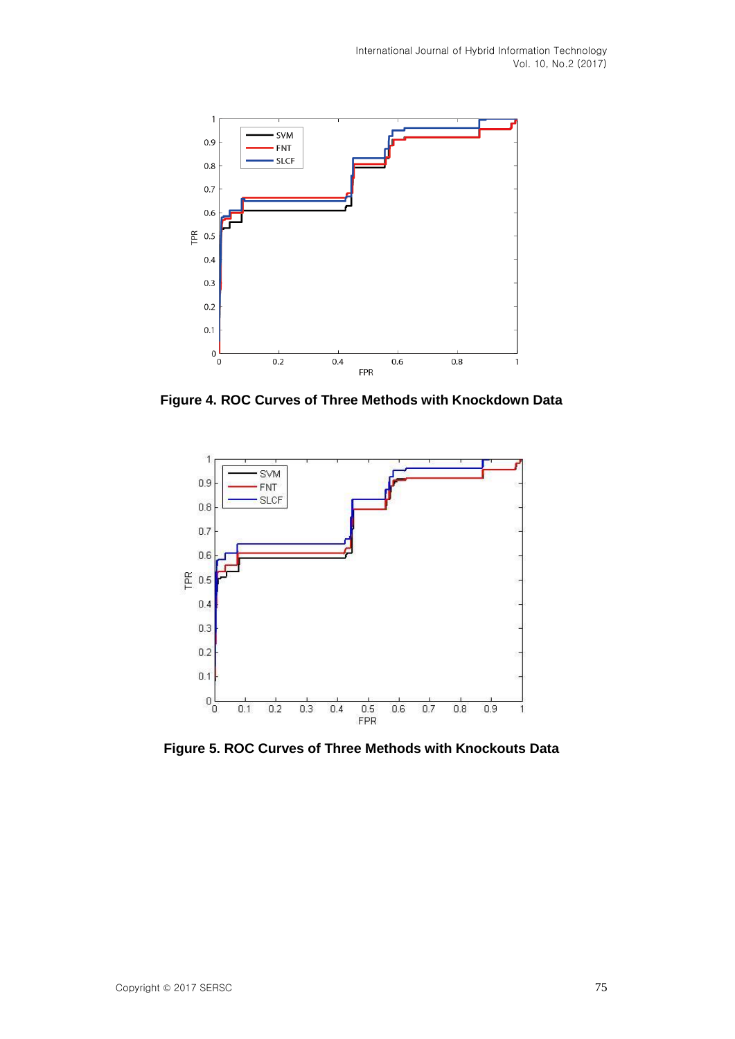**Figure 4. ROC Curves of Three Methods with Knockdown Data**

**Figure 5. ROC Curves of Three Methods with Knockouts Data**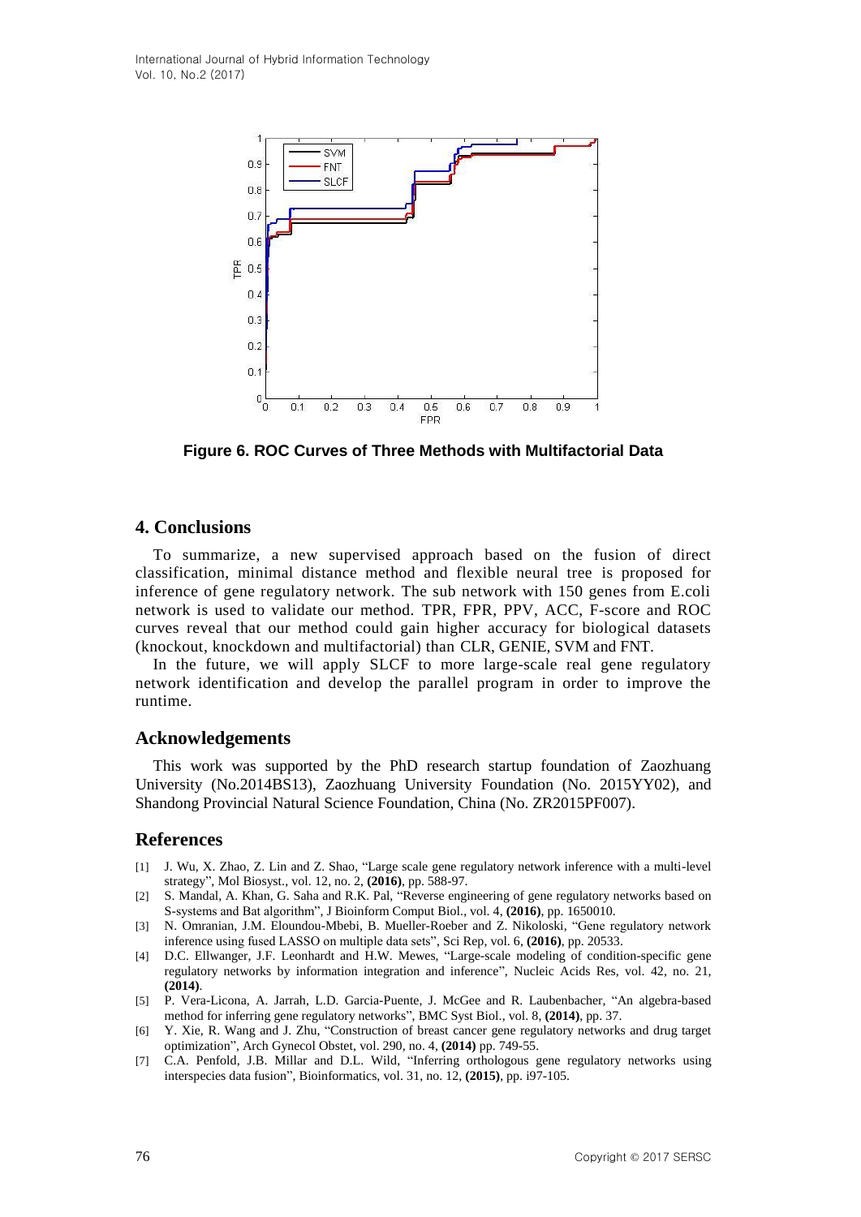Figure 6. ROC Curves of Three Methods with Multifactorial Data

## 4. Conclusions

To summarize, a new supervised approach based on the fusion of direct classification, minimal distance method and flexible neural tree is proposed for inference of gene regulatory network. The sub network with 150 genes from E.coli network is used to validate our method. TPR, FPR, PPV, ACC, F-score and ROC curves reveal that our method could gain higher accuracy for biological datasets (knockout, knockdown and multifactorial) than CLR, GENIE, SVM and FNT.

In the future, we will apply SLCF to more large-scale real gene regulatory network identification and develop the parallel program in order to improve the runtime.

## Acknowledgements

This work was supported by the PhD research startup foundation of Zaozhuang University (No.2014BS13), Zaozhuang University Foundation (No. 2015YY02), and Shandong Provincial Natural Science Foundation, China (No. ZR2015PF007).

## References

[1] J. Wu, X. Zhao, Z. Lin and Z. Shao, "Large scale gene regulatory network inference with a multi-level strategy", Mol Biosyst., vol. 12, no. 2, **(2016)**, pp. 588-97.

[2] S. Mandal, A. Khan, G. Saha and R.K. Pal, "Reverse engineering of gene regulatory networks based on S-systems and Bat algorithm", J Bioinform Comput Biol., vol. 4, **(2016)**, pp. 1650010.

[3] N. Omranian, J.M. Eloundou-Mbebi, B. Mueller-Roeber and Z. Nikoloski, "Gene regulatory network inference using fused LASSO on multiple data sets", Sci Rep, vol. 6, **(2016)**, pp. 20533.

[4] D.C. Ellwanger, J.F. Leonhardt and H.W. Mewes, "Large-scale modeling of condition-specific gene regulatory networks by information integration and inference", Nucleic Acids Res, vol. 42, no. 21, **(2014)**.

[5] P. Vera-Licona, A. Jarrah, L.D. Garcia-Puente, J. McGee and R. Laubenbacher, "An algebra-based method for inferring gene regulatory networks", BMC Syst Biol., vol. 8, **(2014)**, pp. 37.

[6] Y. Xie, R. Wang and J. Zhu, "Construction of breast cancer gene regulatory networks and drug target optimization", Arch Gynecol Obstet, vol. 290, no. 4, **(2014)** pp. 749-55.

[7] C.A. Penfold, J.B. Millar and D.L. Wild, "Inferring orthologous gene regulatory networks using interspecies data fusion", Bioinformatics, vol. 31, no. 12, **(2015)**, pp. i97-105.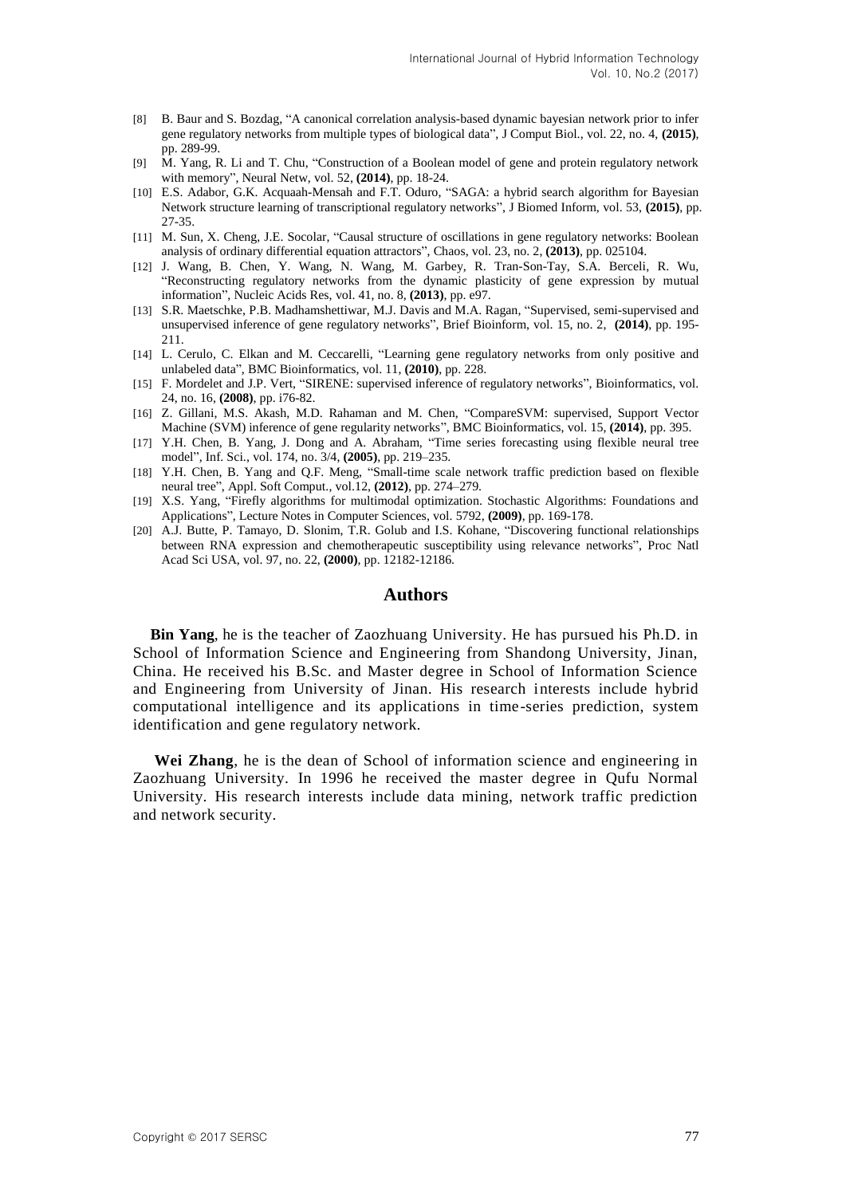[8] B. Baur and S. Bozdag, “A canonical correlation analysis-based dynamic bayesian network prior to infer gene regulatory networks from multiple types of biological data”, J Comput Biol., vol. 22, no. 4, **(2015)**, pp. 289-99.

[9] M. Yang, R. Li and T. Chu, “Construction of a Boolean model of gene and protein regulatory network with memory”, Neural Netw, vol. 52, **(2014)**, pp. 18-24.

[10] E.S. Adabor, G.K. Acquaah-Mensah and F.T. Oduro, “SAGA: a hybrid search algorithm for Bayesian Network structure learning of transcriptional regulatory networks”, J Biomed Inform, vol. 53, **(2015)**, pp. 27-35.

[11] M. Sun, X. Cheng, J.E. Socolar, “Causal structure of oscillations in gene regulatory networks: Boolean analysis of ordinary differential equation attractors”, Chaos, vol. 23, no. 2, **(2013)**, pp. 025104.

[12] J. Wang, B. Chen, Y. Wang, N. Wang, M. Garbey, R. Tran-Son-Tay, S.A. Berceli, R. Wu, “Reconstructing regulatory networks from the dynamic plasticity of gene expression by mutual information”, Nucleic Acids Res, vol. 41, no. 8, **(2013)**, pp. e97.

[13] S.R. Maetschke, P.B. Madhamshettiwar, M.J. Davis and M.A. Ragan, “Supervised, semi-supervised and unsupervised inference of gene regulatory networks”, Brief Bioinform, vol. 15, no. 2, **(2014)**, pp. 195-211.

[14] L. Cerulo, C. Elkan and M. Ceccarelli, “Learning gene regulatory networks from only positive and unlabeled data”, BMC Bioinformatics, vol. 11, **(2010)**, pp. 228.

[15] F. Mordelet and J.P. Vert, “SIRENE: supervised inference of regulatory networks”, Bioinformatics, vol. 24, no. 16, **(2008)**, pp. i76-82.

[16] Z. Gillani, M.S. Akash, M.D. Rahaman and M. Chen, “CompareSVM: supervised, Support Vector Machine (SVM) inference of gene regularity networks”, BMC Bioinformatics, vol. 15, **(2014)**, pp. 395.

[17] Y.H. Chen, B. Yang, J. Dong and A. Abraham, “Time series forecasting using flexible neural tree model”, Inf. Sci., vol. 174, no. 3/4, **(2005)**, pp. 219–235.

[18] Y.H. Chen, B. Yang and Q.F. Meng, “Small-time scale network traffic prediction based on flexible neural tree”, Appl. Soft Comput., vol.12, **(2012)**, pp. 274–279.

[19] X.S. Yang, “Firefly algorithms for multimodal optimization. Stochastic Algorithms: Foundations and Applications”, Lecture Notes in Computer Sciences, vol. 5792, **(2009)**, pp. 169-178.

[20] A.J. Butte, P. Tamayo, D. Slonim, T.R. Golub and I.S. Kohane, “Discovering functional relationships between RNA expression and chemotherapeutic susceptibility using relevance networks”, Proc Natl Acad Sci USA, vol. 97, no. 22, **(2000)**, pp. 12182-12186.

## Authors

**Bin Yang**, he is the teacher of Zaozhuang University. He has pursued his Ph.D. in School of Information Science and Engineering from Shandong University, Jinan, China. He received his B.Sc. and Master degree in School of Information Science and Engineering from University of Jinan. His research interests include hybrid computational intelligence and its applications in time-series prediction, system identification and gene regulatory network.

**Wei Zhang**, he is the dean of School of information science and engineering in Zaozhuang University. In 1996 he received the master degree in Qufu Normal University. His research interests include data mining, network traffic prediction and network security.